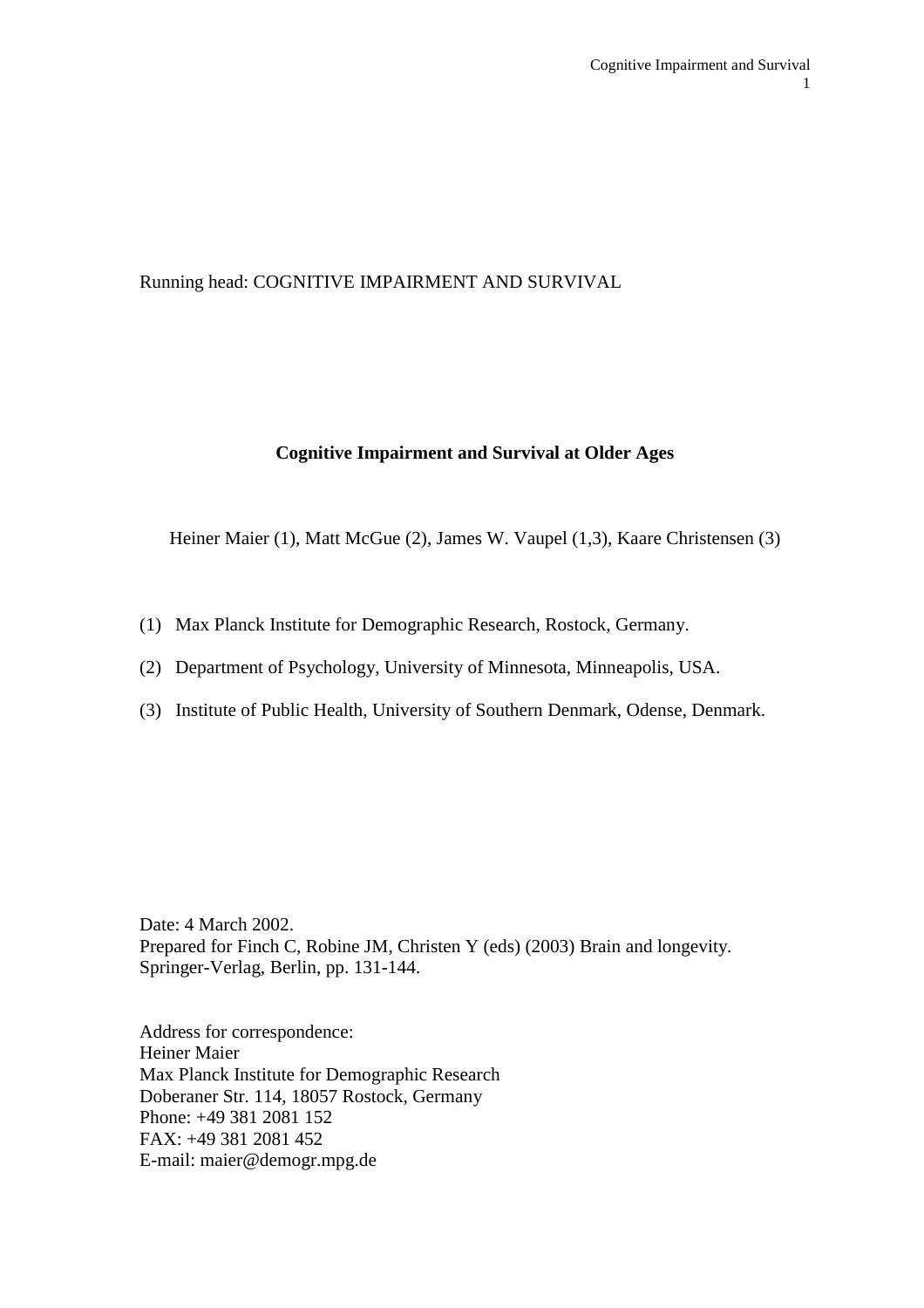Running head: COGNITIVE IMPAIRMENT AND SURVIVAL

# Cognitive Impairment and Survival at Older Ages

Heiner Maier (1), Matt McGue (2), James W. Vaupel (1,3), Kaare Christensen (3)

(1) Max Planck Institute for Demographic Research, Rostock, Germany.

(2) Department of Psychology, University of Minnesota, Minneapolis, USA.

(3) Institute of Public Health, University of Southern Denmark, Odense, Denmark.

Date: 4 March 2002.
Prepared for Finch C, Robine JM, Christen Y (eds) (2003) Brain and longevity. Springer-Verlag, Berlin, pp. 131-144.

Address for correspondence:
Heiner Maier
Max Planck Institute for Demographic Research
Doberaner Str. 114, 18057 Rostock, Germany
Phone: +49 381 2081 152
FAX: +49 381 2081 452
E-mail: maier@demogr.mpg.de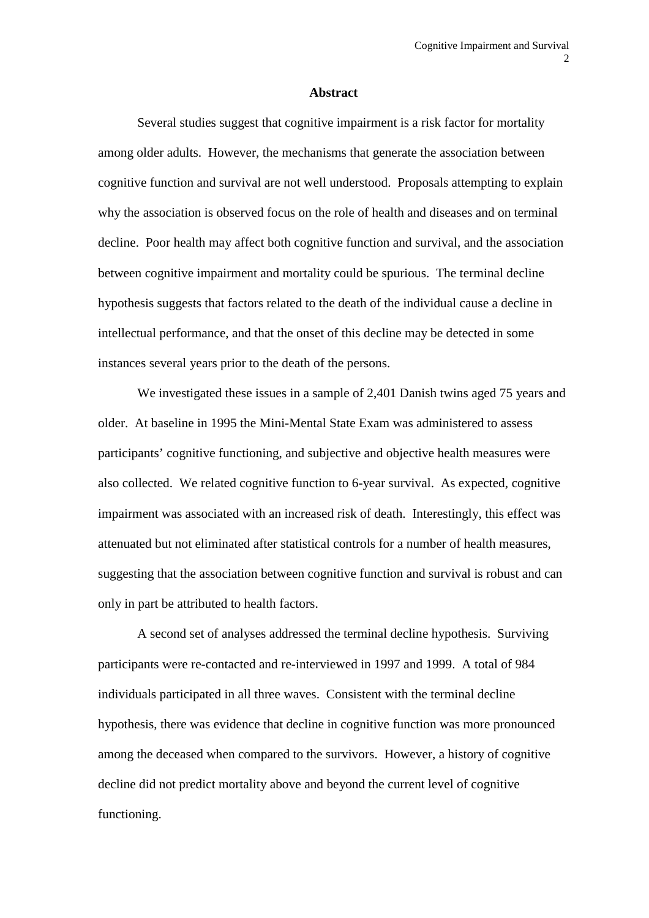## Abstract

Several studies suggest that cognitive impairment is a risk factor for mortality among older adults. However, the mechanisms that generate the association between cognitive function and survival are not well understood. Proposals attempting to explain why the association is observed focus on the role of health and diseases and on terminal decline. Poor health may affect both cognitive function and survival, and the association between cognitive impairment and mortality could be spurious. The terminal decline hypothesis suggests that factors related to the death of the individual cause a decline in intellectual performance, and that the onset of this decline may be detected in some instances several years prior to the death of the persons.

We investigated these issues in a sample of 2,401 Danish twins aged 75 years and older. At baseline in 1995 the Mini-Mental State Exam was administered to assess participants' cognitive functioning, and subjective and objective health measures were also collected. We related cognitive function to 6-year survival. As expected, cognitive impairment was associated with an increased risk of death. Interestingly, this effect was attenuated but not eliminated after statistical controls for a number of health measures, suggesting that the association between cognitive function and survival is robust and can only in part be attributed to health factors.

A second set of analyses addressed the terminal decline hypothesis. Surviving participants were re-contacted and re-interviewed in 1997 and 1999. A total of 984 individuals participated in all three waves. Consistent with the terminal decline hypothesis, there was evidence that decline in cognitive function was more pronounced among the deceased when compared to the survivors. However, a history of cognitive decline did not predict mortality above and beyond the current level of cognitive functioning.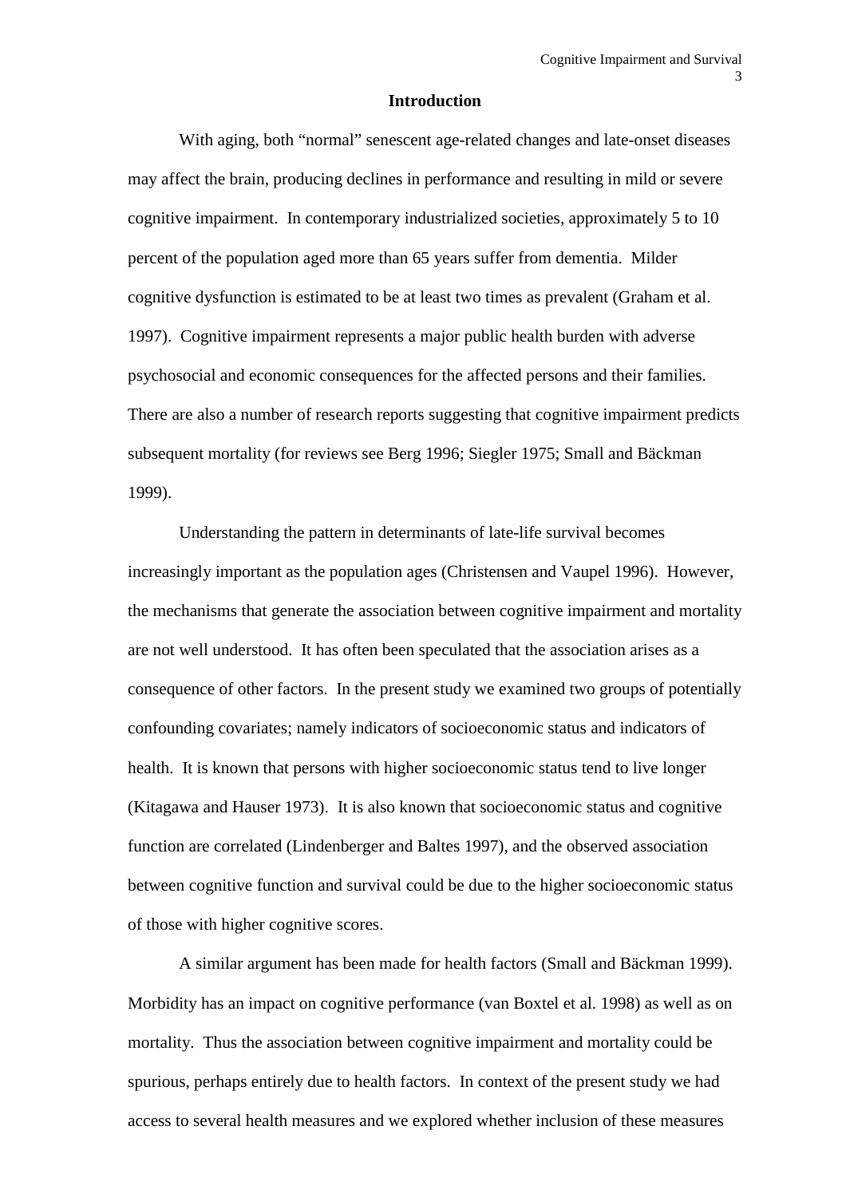## Introduction

With aging, both "normal" senescent age-related changes and late-onset diseases may affect the brain, producing declines in performance and resulting in mild or severe cognitive impairment. In contemporary industrialized societies, approximately 5 to 10 percent of the population aged more than 65 years suffer from dementia. Milder cognitive dysfunction is estimated to be at least two times as prevalent (Graham et al. 1997). Cognitive impairment represents a major public health burden with adverse psychosocial and economic consequences for the affected persons and their families. There are also a number of research reports suggesting that cognitive impairment predicts subsequent mortality (for reviews see Berg 1996; Siegler 1975; Small and Bäckman 1999).

Understanding the pattern in determinants of late-life survival becomes increasingly important as the population ages (Christensen and Vaupel 1996). However, the mechanisms that generate the association between cognitive impairment and mortality are not well understood. It has often been speculated that the association arises as a consequence of other factors. In the present study we examined two groups of potentially confounding covariates; namely indicators of socioeconomic status and indicators of health. It is known that persons with higher socioeconomic status tend to live longer (Kitagawa and Hauser 1973). It is also known that socioeconomic status and cognitive function are correlated (Lindenberger and Baltes 1997), and the observed association between cognitive function and survival could be due to the higher socioeconomic status of those with higher cognitive scores.

A similar argument has been made for health factors (Small and Bäckman 1999). Morbidity has an impact on cognitive performance (van Boxtel et al. 1998) as well as on mortality. Thus the association between cognitive impairment and mortality could be spurious, perhaps entirely due to health factors. In context of the present study we had access to several health measures and we explored whether inclusion of these measures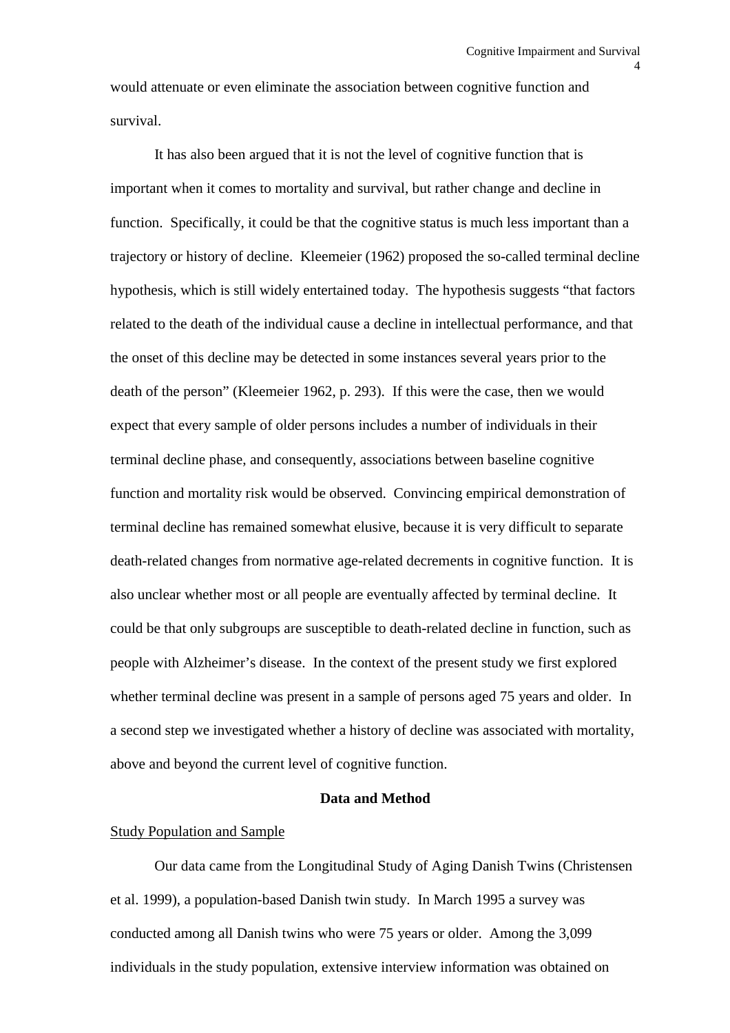would attenuate or even eliminate the association between cognitive function and survival.

It has also been argued that it is not the level of cognitive function that is important when it comes to mortality and survival, but rather change and decline in function. Specifically, it could be that the cognitive status is much less important than a trajectory or history of decline. Kleemeier (1962) proposed the so-called terminal decline hypothesis, which is still widely entertained today. The hypothesis suggests "that factors related to the death of the individual cause a decline in intellectual performance, and that the onset of this decline may be detected in some instances several years prior to the death of the person" (Kleemeier 1962, p. 293). If this were the case, then we would expect that every sample of older persons includes a number of individuals in their terminal decline phase, and consequently, associations between baseline cognitive function and mortality risk would be observed. Convincing empirical demonstration of terminal decline has remained somewhat elusive, because it is very difficult to separate death-related changes from normative age-related decrements in cognitive function. It is also unclear whether most or all people are eventually affected by terminal decline. It could be that only subgroups are susceptible to death-related decline in function, such as people with Alzheimer's disease. In the context of the present study we first explored whether terminal decline was present in a sample of persons aged 75 years and older. In a second step we investigated whether a history of decline was associated with mortality, above and beyond the current level of cognitive function.

## Data and Method

### Study Population and Sample

Our data came from the Longitudinal Study of Aging Danish Twins (Christensen et al. 1999), a population-based Danish twin study. In March 1995 a survey was conducted among all Danish twins who were 75 years or older. Among the 3,099 individuals in the study population, extensive interview information was obtained on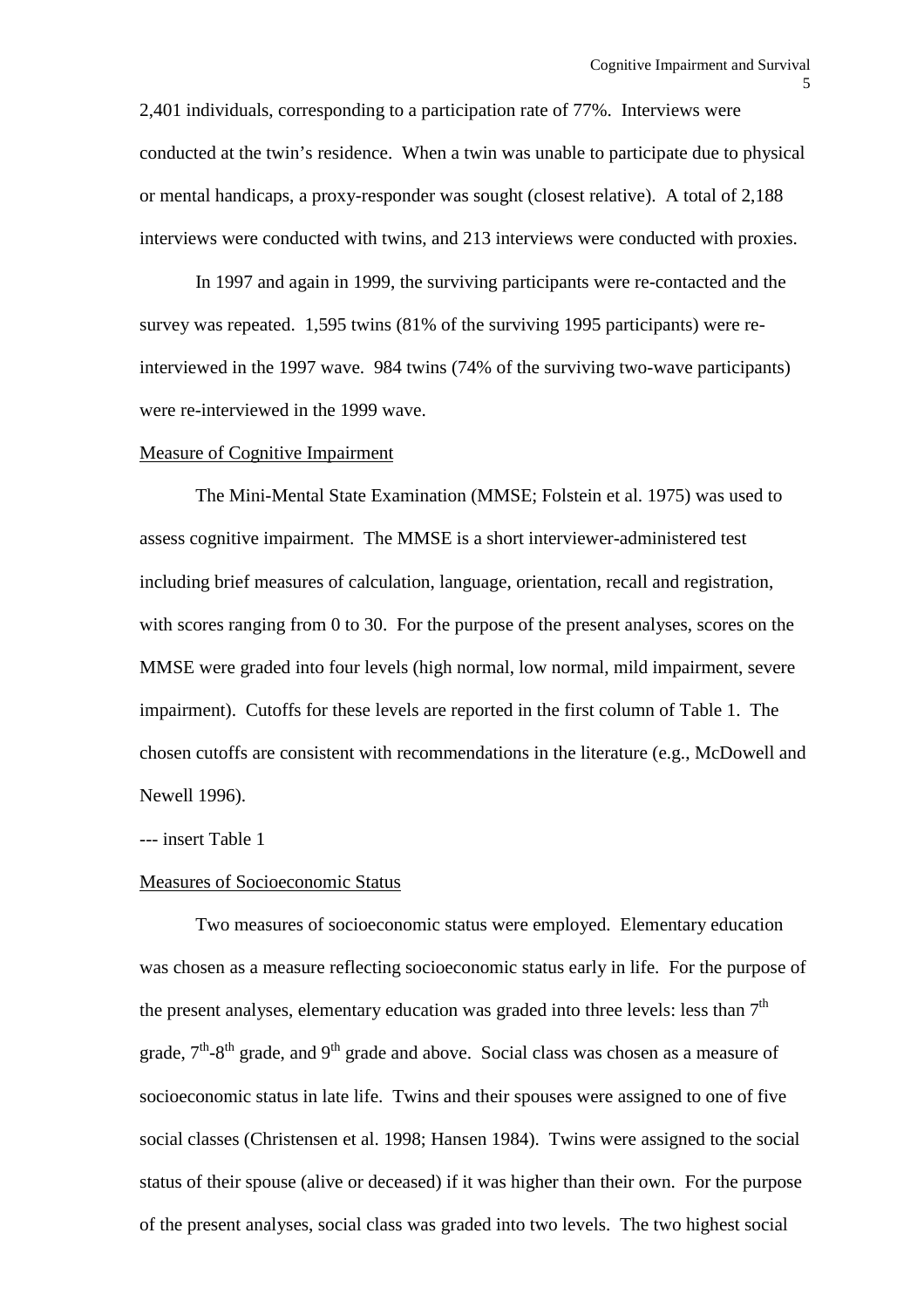2,401 individuals, corresponding to a participation rate of 77%. Interviews were conducted at the twin's residence. When a twin was unable to participate due to physical or mental handicaps, a proxy-responder was sought (closest relative). A total of 2,188 interviews were conducted with twins, and 213 interviews were conducted with proxies.

In 1997 and again in 1999, the surviving participants were re-contacted and the survey was repeated. 1,595 twins (81% of the surviving 1995 participants) were re-interviewed in the 1997 wave. 984 twins (74% of the surviving two-wave participants) were re-interviewed in the 1999 wave.

Measure of Cognitive Impairment

The Mini-Mental State Examination (MMSE; Folstein et al. 1975) was used to assess cognitive impairment. The MMSE is a short interviewer-administered test including brief measures of calculation, language, orientation, recall and registration, with scores ranging from 0 to 30. For the purpose of the present analyses, scores on the MMSE were graded into four levels (high normal, low normal, mild impairment, severe impairment). Cutoffs for these levels are reported in the first column of Table 1. The chosen cutoffs are consistent with recommendations in the literature (e.g., McDowell and Newell 1996).

--- insert Table 1

Measures of Socioeconomic Status

Two measures of socioeconomic status were employed. Elementary education was chosen as a measure reflecting socioeconomic status early in life. For the purpose of the present analyses, elementary education was graded into three levels: less than 7th grade, 7th-8th grade, and 9th grade and above. Social class was chosen as a measure of socioeconomic status in late life. Twins and their spouses were assigned to one of five social classes (Christensen et al. 1998; Hansen 1984). Twins were assigned to the social status of their spouse (alive or deceased) if it was higher than their own. For the purpose of the present analyses, social class was graded into two levels. The two highest social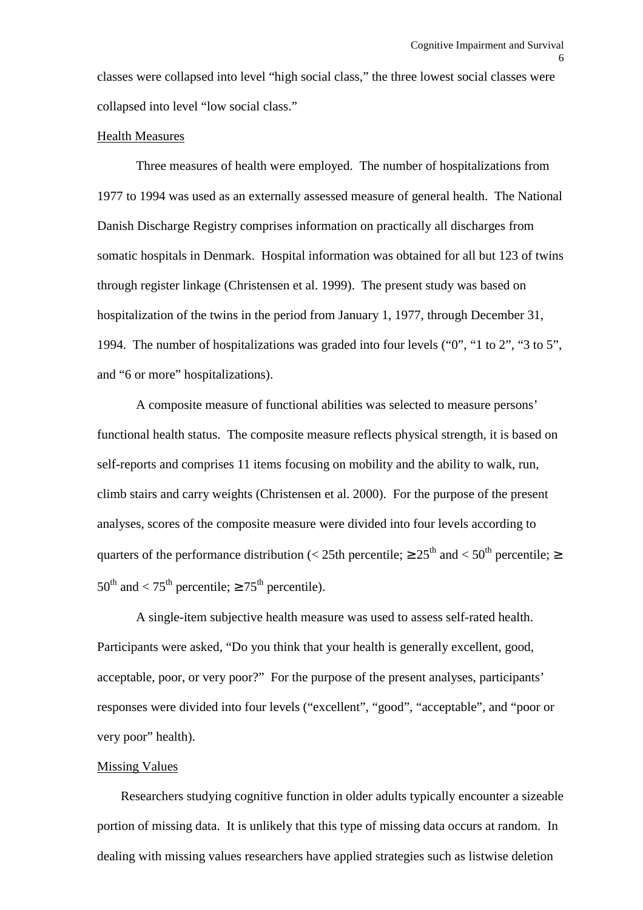classes were collapsed into level “high social class,” the three lowest social classes were collapsed into level “low social class.”

Health Measures

Three measures of health were employed. The number of hospitalizations from 1977 to 1994 was used as an externally assessed measure of general health. The National Danish Discharge Registry comprises information on practically all discharges from somatic hospitals in Denmark. Hospital information was obtained for all but 123 of twins through register linkage (Christensen et al. 1999). The present study was based on hospitalization of the twins in the period from January 1, 1977, through December 31, 1994. The number of hospitalizations was graded into four levels (“0”, “1 to 2”, “3 to 5”, and “6 or more” hospitalizations).

A composite measure of functional abilities was selected to measure persons’ functional health status. The composite measure reflects physical strength, it is based on self-reports and comprises 11 items focusing on mobility and the ability to walk, run, climb stairs and carry weights (Christensen et al. 2000). For the purpose of the present analyses, scores of the composite measure were divided into four levels according to quarters of the performance distribution (< 25th percentile; $\geq 25^{th}$ and $< 50^{th}$ percentile; $\geq 50^{th}$ and $< 75^{th}$ percentile; $\geq 75^{th}$ percentile).

A single-item subjective health measure was used to assess self-rated health. Participants were asked, “Do you think that your health is generally excellent, good, acceptable, poor, or very poor?” For the purpose of the present analyses, participants’ responses were divided into four levels (“excellent”, “good”, “acceptable”, and “poor or very poor” health).

Missing Values

Researchers studying cognitive function in older adults typically encounter a sizeable portion of missing data. It is unlikely that this type of missing data occurs at random. In dealing with missing values researchers have applied strategies such as listwise deletion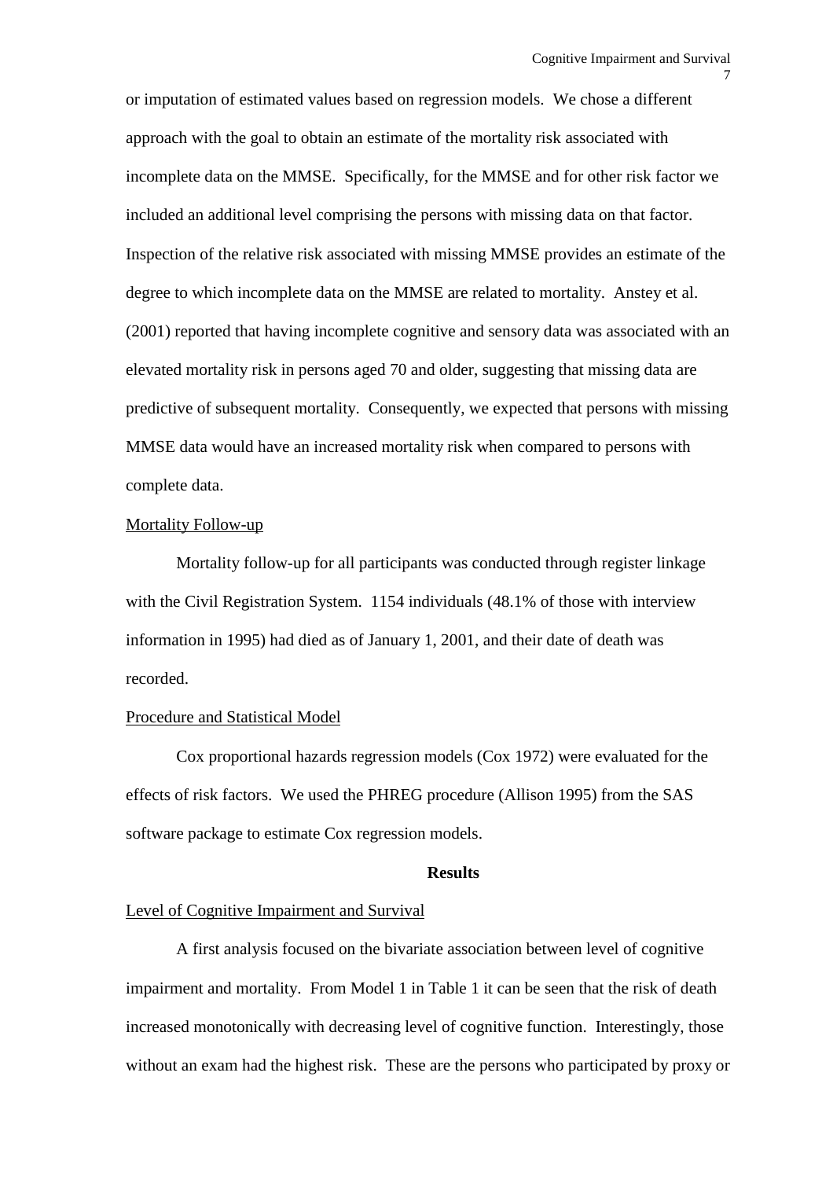or imputation of estimated values based on regression models. We chose a different approach with the goal to obtain an estimate of the mortality risk associated with incomplete data on the MMSE. Specifically, for the MMSE and for other risk factor we included an additional level comprising the persons with missing data on that factor. Inspection of the relative risk associated with missing MMSE provides an estimate of the degree to which incomplete data on the MMSE are related to mortality. Anstey et al. (2001) reported that having incomplete cognitive and sensory data was associated with an elevated mortality risk in persons aged 70 and older, suggesting that missing data are predictive of subsequent mortality. Consequently, we expected that persons with missing MMSE data would have an increased mortality risk when compared to persons with complete data.

Mortality Follow-up

Mortality follow-up for all participants was conducted through register linkage with the Civil Registration System. 1154 individuals (48.1% of those with interview information in 1995) had died as of January 1, 2001, and their date of death was recorded.

Procedure and Statistical Model

Cox proportional hazards regression models (Cox 1972) were evaluated for the effects of risk factors. We used the PHREG procedure (Allison 1995) from the SAS software package to estimate Cox regression models.

## Results

Level of Cognitive Impairment and Survival

A first analysis focused on the bivariate association between level of cognitive impairment and mortality. From Model 1 in Table 1 it can be seen that the risk of death increased monotonically with decreasing level of cognitive function. Interestingly, those without an exam had the highest risk. These are the persons who participated by proxy or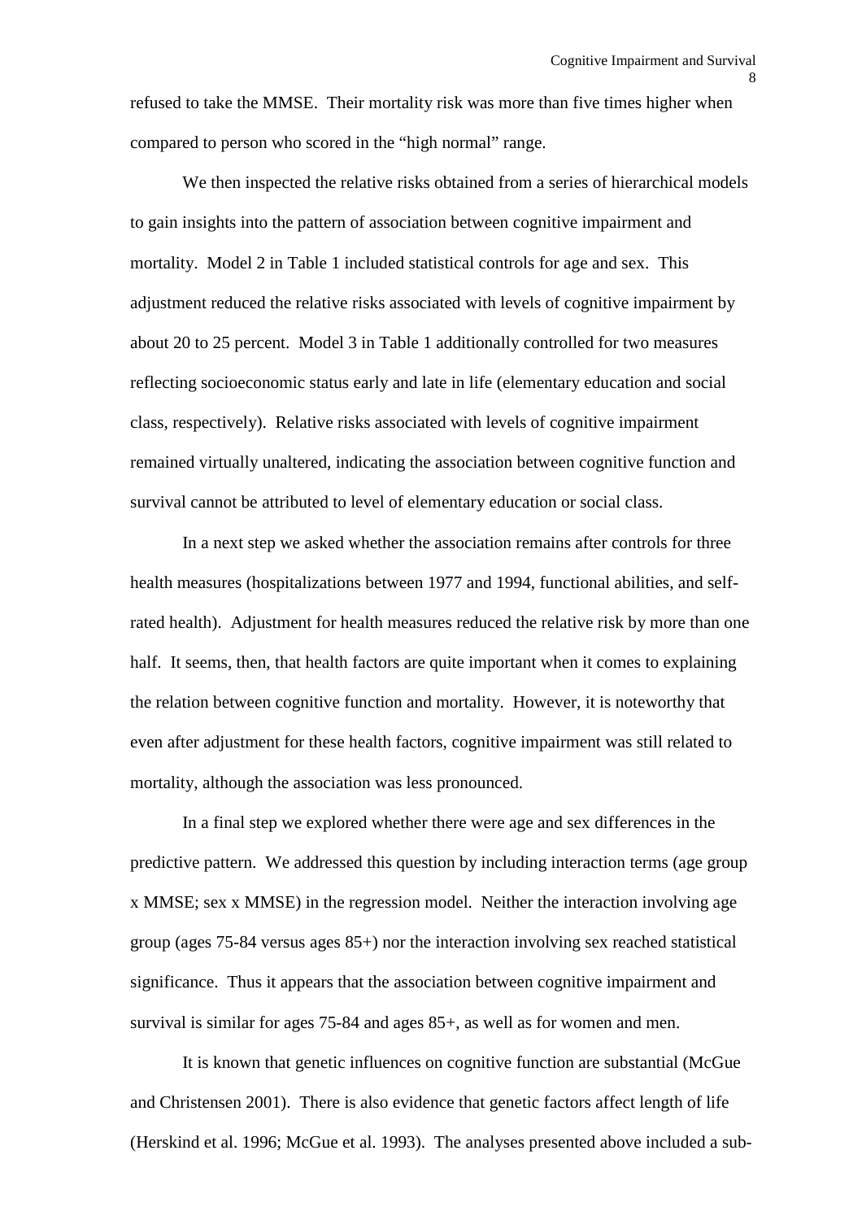refused to take the MMSE. Their mortality risk was more than five times higher when compared to person who scored in the "high normal" range.

We then inspected the relative risks obtained from a series of hierarchical models to gain insights into the pattern of association between cognitive impairment and mortality. Model 2 in Table 1 included statistical controls for age and sex. This adjustment reduced the relative risks associated with levels of cognitive impairment by about 20 to 25 percent. Model 3 in Table 1 additionally controlled for two measures reflecting socioeconomic status early and late in life (elementary education and social class, respectively). Relative risks associated with levels of cognitive impairment remained virtually unaltered, indicating the association between cognitive function and survival cannot be attributed to level of elementary education or social class.

In a next step we asked whether the association remains after controls for three health measures (hospitalizations between 1977 and 1994, functional abilities, and self-rated health). Adjustment for health measures reduced the relative risk by more than one half. It seems, then, that health factors are quite important when it comes to explaining the relation between cognitive function and mortality. However, it is noteworthy that even after adjustment for these health factors, cognitive impairment was still related to mortality, although the association was less pronounced.

In a final step we explored whether there were age and sex differences in the predictive pattern. We addressed this question by including interaction terms (age group x MMSE; sex x MMSE) in the regression model. Neither the interaction involving age group (ages 75-84 versus ages 85+) nor the interaction involving sex reached statistical significance. Thus it appears that the association between cognitive impairment and survival is similar for ages 75-84 and ages 85+, as well as for women and men.

It is known that genetic influences on cognitive function are substantial (McGue and Christensen 2001). There is also evidence that genetic factors affect length of life (Herskind et al. 1996; McGue et al. 1993). The analyses presented above included a sub-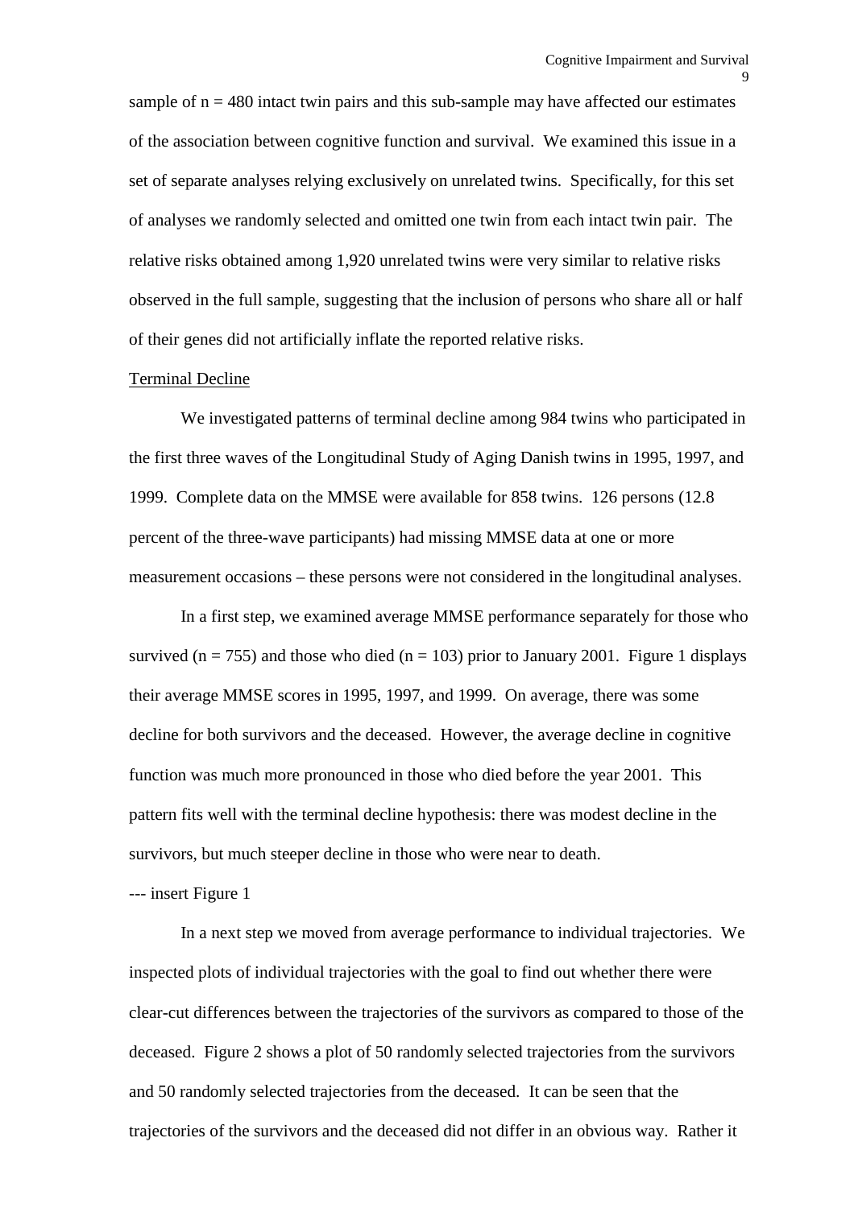sample of n = 480 intact twin pairs and this sub-sample may have affected our estimates of the association between cognitive function and survival. We examined this issue in a set of separate analyses relying exclusively on unrelated twins. Specifically, for this set of analyses we randomly selected and omitted one twin from each intact twin pair. The relative risks obtained among 1,920 unrelated twins were very similar to relative risks observed in the full sample, suggesting that the inclusion of persons who share all or half of their genes did not artificially inflate the reported relative risks.

Terminal Decline

We investigated patterns of terminal decline among 984 twins who participated in the first three waves of the Longitudinal Study of Aging Danish twins in 1995, 1997, and 1999. Complete data on the MMSE were available for 858 twins. 126 persons (12.8 percent of the three-wave participants) had missing MMSE data at one or more measurement occasions – these persons were not considered in the longitudinal analyses.

In a first step, we examined average MMSE performance separately for those who survived (n = 755) and those who died (n = 103) prior to January 2001. Figure 1 displays their average MMSE scores in 1995, 1997, and 1999. On average, there was some decline for both survivors and the deceased. However, the average decline in cognitive function was much more pronounced in those who died before the year 2001. This pattern fits well with the terminal decline hypothesis: there was modest decline in the survivors, but much steeper decline in those who were near to death.

--- insert Figure 1

In a next step we moved from average performance to individual trajectories. We inspected plots of individual trajectories with the goal to find out whether there were clear-cut differences between the trajectories of the survivors as compared to those of the deceased. Figure 2 shows a plot of 50 randomly selected trajectories from the survivors and 50 randomly selected trajectories from the deceased. It can be seen that the trajectories of the survivors and the deceased did not differ in an obvious way. Rather it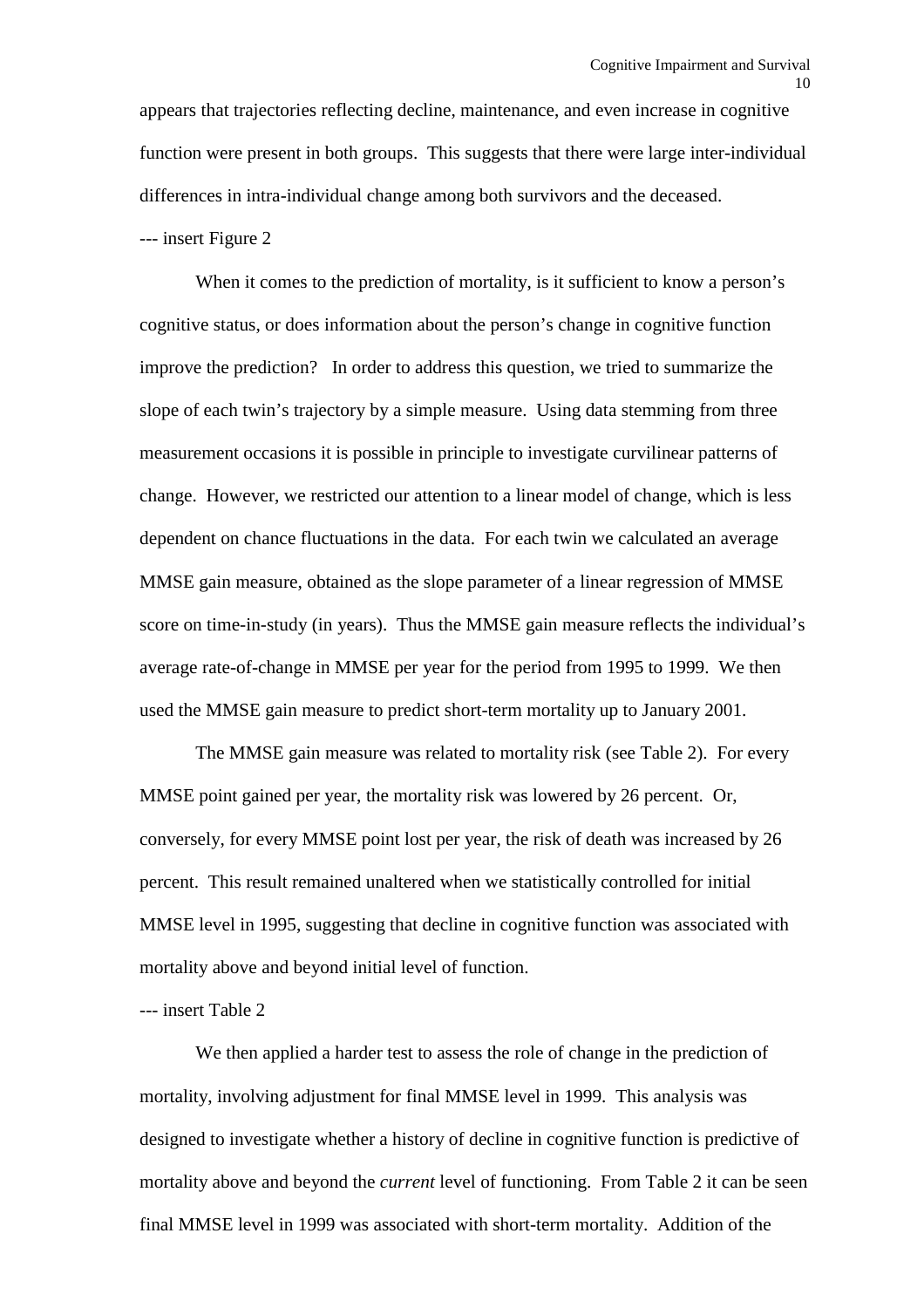appears that trajectories reflecting decline, maintenance, and even increase in cognitive function were present in both groups. This suggests that there were large inter-individual differences in intra-individual change among both survivors and the deceased.

--- insert Figure 2

When it comes to the prediction of mortality, is it sufficient to know a person's cognitive status, or does information about the person's change in cognitive function improve the prediction? In order to address this question, we tried to summarize the slope of each twin's trajectory by a simple measure. Using data stemming from three measurement occasions it is possible in principle to investigate curvilinear patterns of change. However, we restricted our attention to a linear model of change, which is less dependent on chance fluctuations in the data. For each twin we calculated an average MMSE gain measure, obtained as the slope parameter of a linear regression of MMSE score on time-in-study (in years). Thus the MMSE gain measure reflects the individual's average rate-of-change in MMSE per year for the period from 1995 to 1999. We then used the MMSE gain measure to predict short-term mortality up to January 2001.

The MMSE gain measure was related to mortality risk (see Table 2). For every MMSE point gained per year, the mortality risk was lowered by 26 percent. Or, conversely, for every MMSE point lost per year, the risk of death was increased by 26 percent. This result remained unaltered when we statistically controlled for initial MMSE level in 1995, suggesting that decline in cognitive function was associated with mortality above and beyond initial level of function.

--- insert Table 2

We then applied a harder test to assess the role of change in the prediction of mortality, involving adjustment for final MMSE level in 1999. This analysis was designed to investigate whether a history of decline in cognitive function is predictive of mortality above and beyond the *current* level of functioning. From Table 2 it can be seen final MMSE level in 1999 was associated with short-term mortality. Addition of the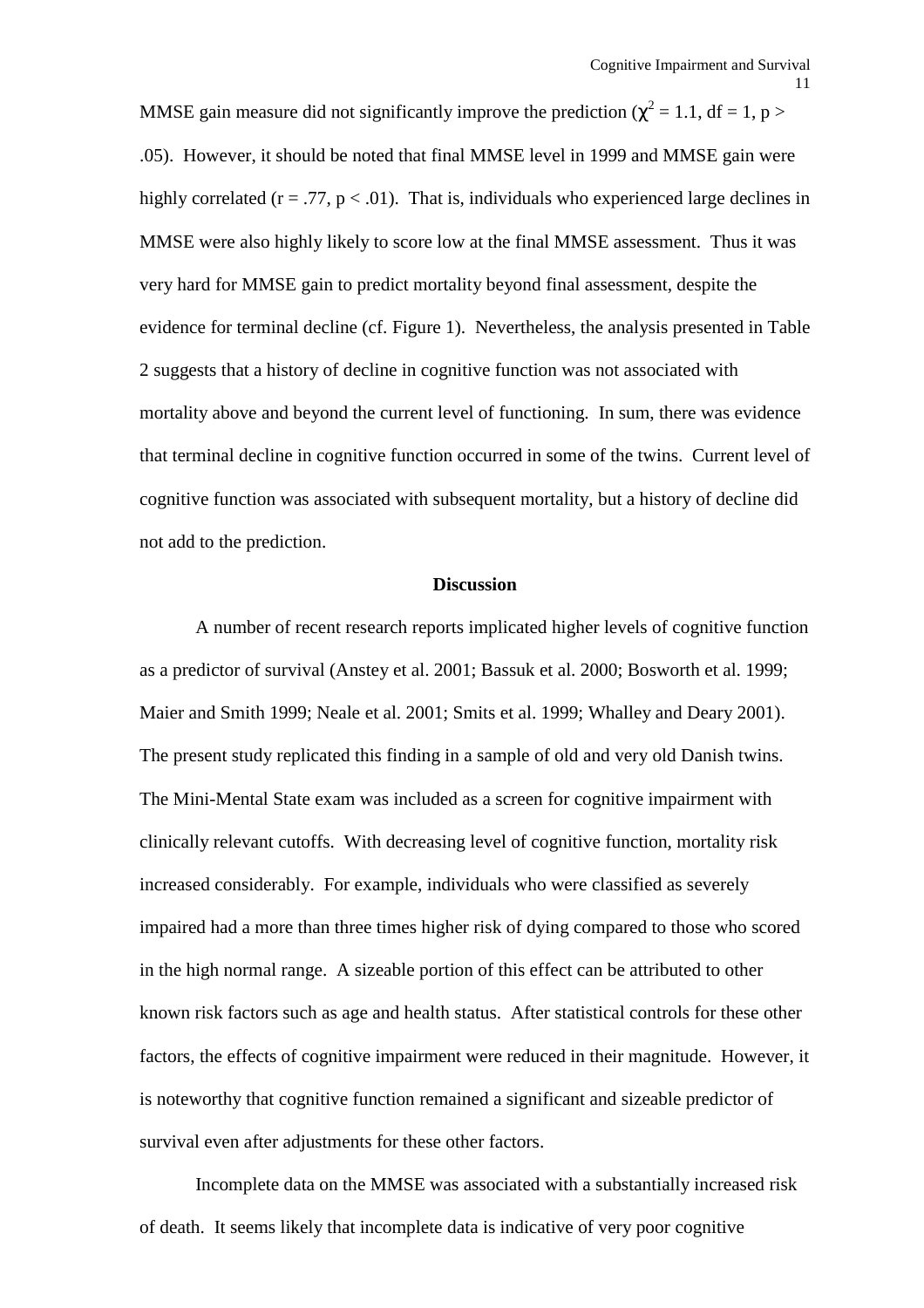MMSE gain measure did not significantly improve the prediction ($\chi^2 = 1.1$, df = 1, $p > .05$). However, it should be noted that final MMSE level in 1999 and MMSE gain were highly correlated ($r = .77$, $p < .01$). That is, individuals who experienced large declines in MMSE were also highly likely to score low at the final MMSE assessment. Thus it was very hard for MMSE gain to predict mortality beyond final assessment, despite the evidence for terminal decline (cf. Figure 1). Nevertheless, the analysis presented in Table 2 suggests that a history of decline in cognitive function was not associated with mortality above and beyond the current level of functioning. In sum, there was evidence that terminal decline in cognitive function occurred in some of the twins. Current level of cognitive function was associated with subsequent mortality, but a history of decline did not add to the prediction.

## Discussion

A number of recent research reports implicated higher levels of cognitive function as a predictor of survival (Anstey et al. 2001; Bassuk et al. 2000; Bosworth et al. 1999; Maier and Smith 1999; Neale et al. 2001; Smits et al. 1999; Whalley and Deary 2001). The present study replicated this finding in a sample of old and very old Danish twins. The Mini-Mental State exam was included as a screen for cognitive impairment with clinically relevant cutoffs. With decreasing level of cognitive function, mortality risk increased considerably. For example, individuals who were classified as severely impaired had a more than three times higher risk of dying compared to those who scored in the high normal range. A sizeable portion of this effect can be attributed to other known risk factors such as age and health status. After statistical controls for these other factors, the effects of cognitive impairment were reduced in their magnitude. However, it is noteworthy that cognitive function remained a significant and sizeable predictor of survival even after adjustments for these other factors.

Incomplete data on the MMSE was associated with a substantially increased risk of death. It seems likely that incomplete data is indicative of very poor cognitive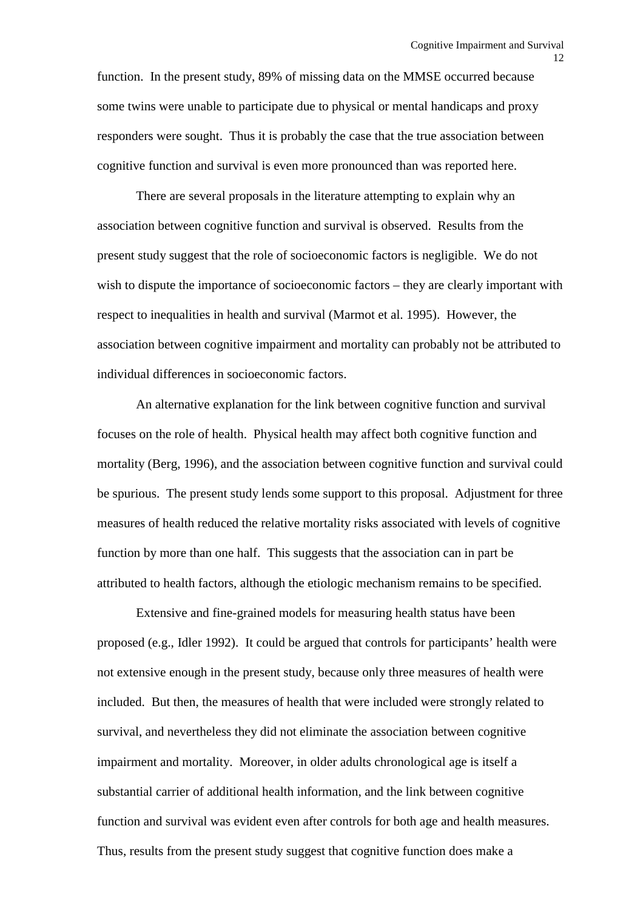function. In the present study, 89% of missing data on the MMSE occurred because some twins were unable to participate due to physical or mental handicaps and proxy responders were sought. Thus it is probably the case that the true association between cognitive function and survival is even more pronounced than was reported here.

There are several proposals in the literature attempting to explain why an association between cognitive function and survival is observed. Results from the present study suggest that the role of socioeconomic factors is negligible. We do not wish to dispute the importance of socioeconomic factors – they are clearly important with respect to inequalities in health and survival (Marmot et al. 1995). However, the association between cognitive impairment and mortality can probably not be attributed to individual differences in socioeconomic factors.

An alternative explanation for the link between cognitive function and survival focuses on the role of health. Physical health may affect both cognitive function and mortality (Berg, 1996), and the association between cognitive function and survival could be spurious. The present study lends some support to this proposal. Adjustment for three measures of health reduced the relative mortality risks associated with levels of cognitive function by more than one half. This suggests that the association can in part be attributed to health factors, although the etiologic mechanism remains to be specified.

Extensive and fine-grained models for measuring health status have been proposed (e.g., Idler 1992). It could be argued that controls for participants' health were not extensive enough in the present study, because only three measures of health were included. But then, the measures of health that were included were strongly related to survival, and nevertheless they did not eliminate the association between cognitive impairment and mortality. Moreover, in older adults chronological age is itself a substantial carrier of additional health information, and the link between cognitive function and survival was evident even after controls for both age and health measures. Thus, results from the present study suggest that cognitive function does make a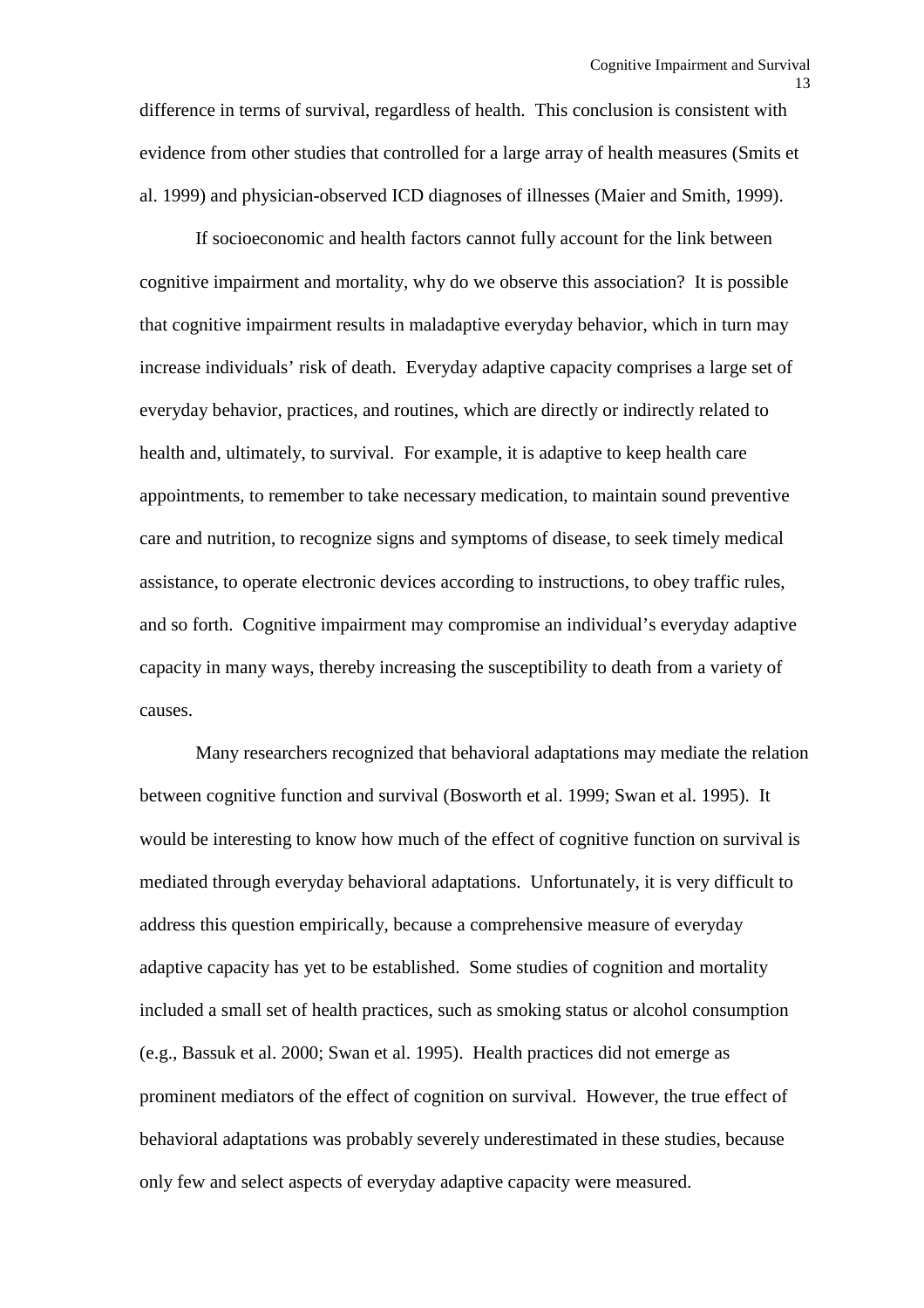difference in terms of survival, regardless of health. This conclusion is consistent with evidence from other studies that controlled for a large array of health measures (Smits et al. 1999) and physician-observed ICD diagnoses of illnesses (Maier and Smith, 1999).

If socioeconomic and health factors cannot fully account for the link between cognitive impairment and mortality, why do we observe this association? It is possible that cognitive impairment results in maladaptive everyday behavior, which in turn may increase individuals' risk of death. Everyday adaptive capacity comprises a large set of everyday behavior, practices, and routines, which are directly or indirectly related to health and, ultimately, to survival. For example, it is adaptive to keep health care appointments, to remember to take necessary medication, to maintain sound preventive care and nutrition, to recognize signs and symptoms of disease, to seek timely medical assistance, to operate electronic devices according to instructions, to obey traffic rules, and so forth. Cognitive impairment may compromise an individual's everyday adaptive capacity in many ways, thereby increasing the susceptibility to death from a variety of causes.

Many researchers recognized that behavioral adaptations may mediate the relation between cognitive function and survival (Bosworth et al. 1999; Swan et al. 1995). It would be interesting to know how much of the effect of cognitive function on survival is mediated through everyday behavioral adaptations. Unfortunately, it is very difficult to address this question empirically, because a comprehensive measure of everyday adaptive capacity has yet to be established. Some studies of cognition and mortality included a small set of health practices, such as smoking status or alcohol consumption (e.g., Bassuk et al. 2000; Swan et al. 1995). Health practices did not emerge as prominent mediators of the effect of cognition on survival. However, the true effect of behavioral adaptations was probably severely underestimated in these studies, because only few and select aspects of everyday adaptive capacity were measured.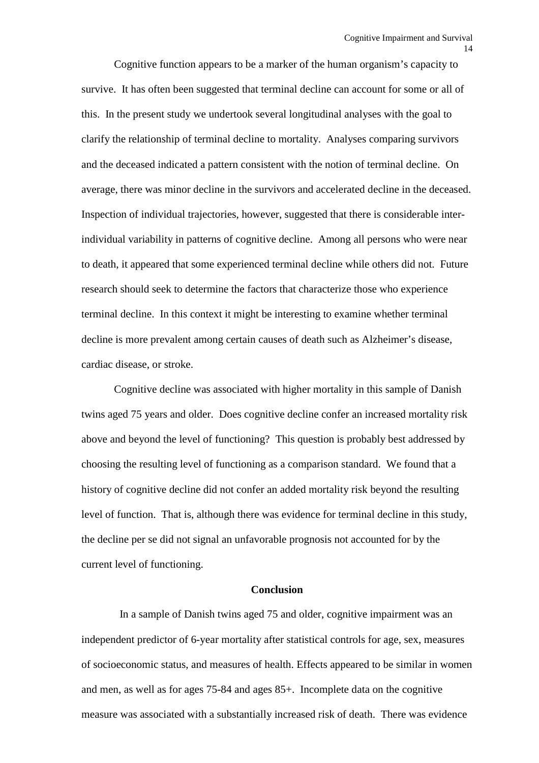Cognitive function appears to be a marker of the human organism's capacity to survive. It has often been suggested that terminal decline can account for some or all of this. In the present study we undertook several longitudinal analyses with the goal to clarify the relationship of terminal decline to mortality. Analyses comparing survivors and the deceased indicated a pattern consistent with the notion of terminal decline. On average, there was minor decline in the survivors and accelerated decline in the deceased. Inspection of individual trajectories, however, suggested that there is considerable inter-individual variability in patterns of cognitive decline. Among all persons who were near to death, it appeared that some experienced terminal decline while others did not. Future research should seek to determine the factors that characterize those who experience terminal decline. In this context it might be interesting to examine whether terminal decline is more prevalent among certain causes of death such as Alzheimer's disease, cardiac disease, or stroke.

Cognitive decline was associated with higher mortality in this sample of Danish twins aged 75 years and older. Does cognitive decline confer an increased mortality risk above and beyond the level of functioning? This question is probably best addressed by choosing the resulting level of functioning as a comparison standard. We found that a history of cognitive decline did not confer an added mortality risk beyond the resulting level of function. That is, although there was evidence for terminal decline in this study, the decline per se did not signal an unfavorable prognosis not accounted for by the current level of functioning.

## Conclusion

In a sample of Danish twins aged 75 and older, cognitive impairment was an independent predictor of 6-year mortality after statistical controls for age, sex, measures of socioeconomic status, and measures of health. Effects appeared to be similar in women and men, as well as for ages 75-84 and ages 85+. Incomplete data on the cognitive measure was associated with a substantially increased risk of death. There was evidence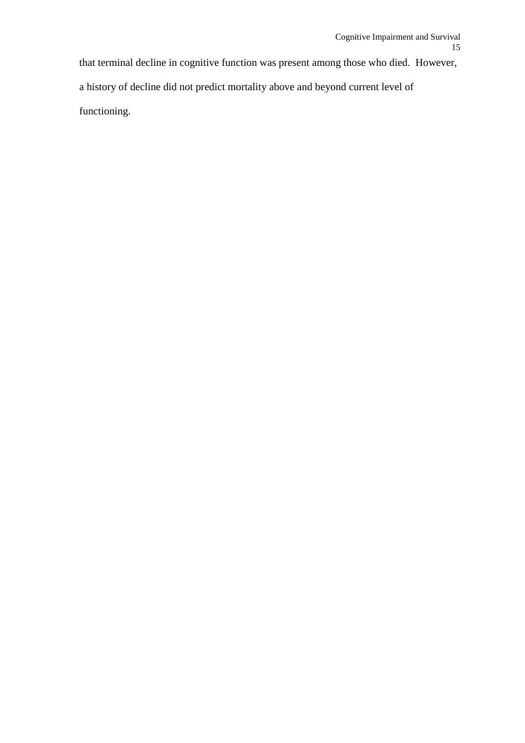that terminal decline in cognitive function was present among those who died. However, a history of decline did not predict mortality above and beyond current level of functioning.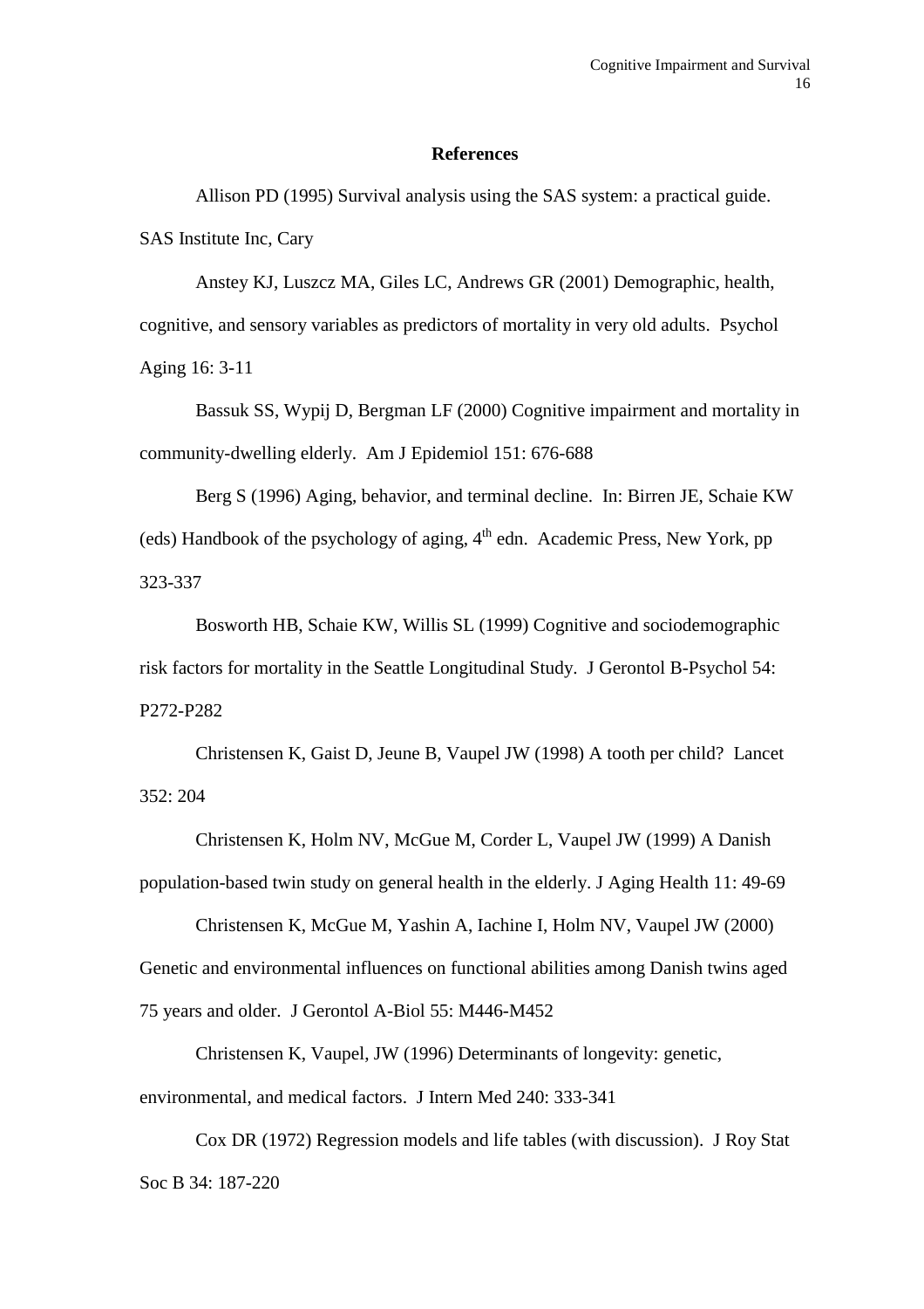## References

Allison PD (1995) Survival analysis using the SAS system: a practical guide. SAS Institute Inc, Cary

Anstey KJ, Luszcz MA, Giles LC, Andrews GR (2001) Demographic, health, cognitive, and sensory variables as predictors of mortality in very old adults. Psychol Aging 16: 3-11

Bassuk SS, Wypij D, Bergman LF (2000) Cognitive impairment and mortality in community-dwelling elderly. Am J Epidemiol 151: 676-688

Berg S (1996) Aging, behavior, and terminal decline. In: Birren JE, Schaie KW (eds) Handbook of the psychology of aging, 4th edn. Academic Press, New York, pp 323-337

Bosworth HB, Schaie KW, Willis SL (1999) Cognitive and sociodemographic risk factors for mortality in the Seattle Longitudinal Study. J Gerontol B-Psychol 54: P272-P282

Christensen K, Gaist D, Jeune B, Vaupel JW (1998) A tooth per child? Lancet 352: 204

Christensen K, Holm NV, McGue M, Corder L, Vaupel JW (1999) A Danish population-based twin study on general health in the elderly. J Aging Health 11: 49-69

Christensen K, McGue M, Yashin A, Iachine I, Holm NV, Vaupel JW (2000) Genetic and environmental influences on functional abilities among Danish twins aged 75 years and older. J Gerontol A-Biol 55: M446-M452

Christensen K, Vaupel, JW (1996) Determinants of longevity: genetic, environmental, and medical factors. J Intern Med 240: 333-341

Cox DR (1972) Regression models and life tables (with discussion). J Roy Stat Soc B 34: 187-220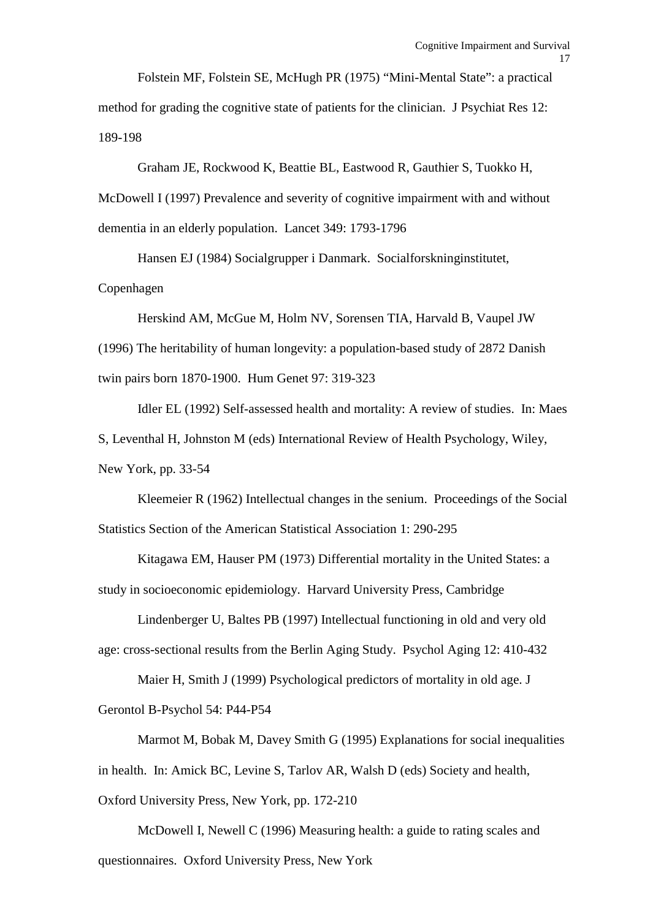Folstein MF, Folstein SE, McHugh PR (1975) "Mini-Mental State": a practical method for grading the cognitive state of patients for the clinician. J Psychiat Res 12: 189-198

Graham JE, Rockwood K, Beattie BL, Eastwood R, Gauthier S, Tuokko H, McDowell I (1997) Prevalence and severity of cognitive impairment with and without dementia in an elderly population. Lancet 349: 1793-1796

Hansen EJ (1984) Socialgrupper i Danmark. Socialforskninginstitutet, Copenhagen

Herskind AM, McGue M, Holm NV, Sorensen TIA, Harvald B, Vaupel JW (1996) The heritability of human longevity: a population-based study of 2872 Danish twin pairs born 1870-1900. Hum Genet 97: 319-323

Idler EL (1992) Self-assessed health and mortality: A review of studies. In: Maes S, Leventhal H, Johnston M (eds) International Review of Health Psychology, Wiley, New York, pp. 33-54

Kleemeier R (1962) Intellectual changes in the senium. Proceedings of the Social Statistics Section of the American Statistical Association 1: 290-295

Kitagawa EM, Hauser PM (1973) Differential mortality in the United States: a study in socioeconomic epidemiology. Harvard University Press, Cambridge

Lindenberger U, Baltes PB (1997) Intellectual functioning in old and very old age: cross-sectional results from the Berlin Aging Study. Psychol Aging 12: 410-432

Maier H, Smith J (1999) Psychological predictors of mortality in old age. J Gerontol B-Psychol 54: P44-P54

Marmot M, Bobak M, Davey Smith G (1995) Explanations for social inequalities in health. In: Amick BC, Levine S, Tarlov AR, Walsh D (eds) Society and health, Oxford University Press, New York, pp. 172-210

McDowell I, Newell C (1996) Measuring health: a guide to rating scales and questionnaires. Oxford University Press, New York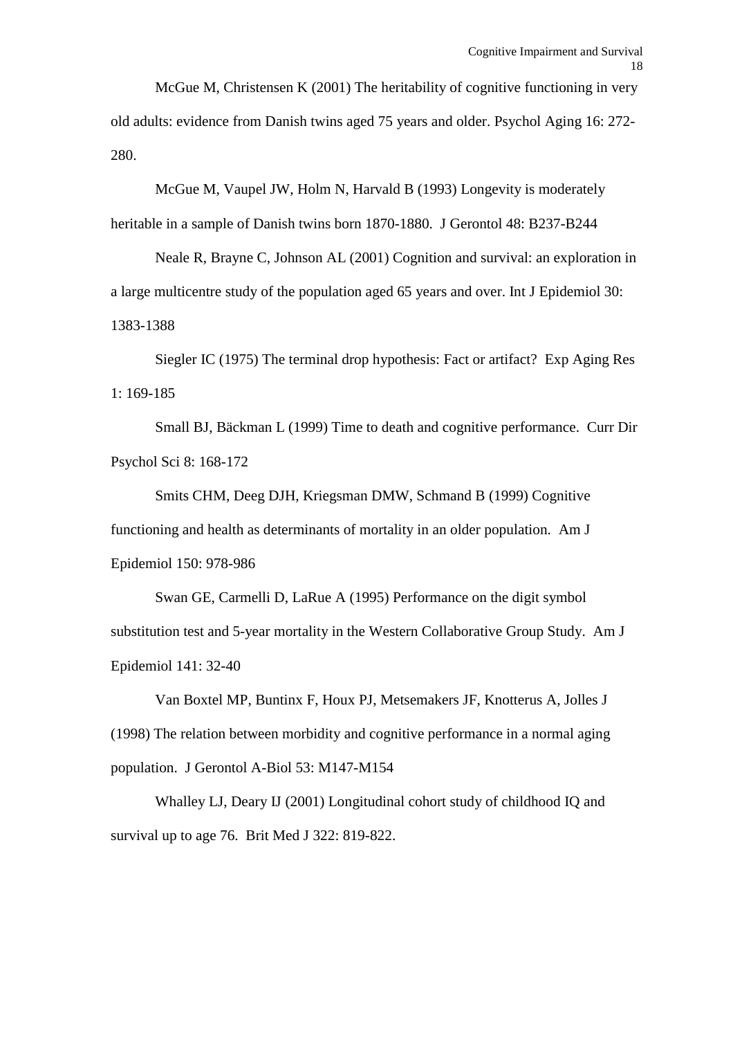McGue M, Christensen K (2001) The heritability of cognitive functioning in very old adults: evidence from Danish twins aged 75 years and older. Psychol Aging 16: 272-280.

McGue M, Vaupel JW, Holm N, Harvald B (1993) Longevity is moderately heritable in a sample of Danish twins born 1870-1880. J Gerontol 48: B237-B244

Neale R, Brayne C, Johnson AL (2001) Cognition and survival: an exploration in a large multicentre study of the population aged 65 years and over. Int J Epidemiol 30: 1383-1388

Siegler IC (1975) The terminal drop hypothesis: Fact or artifact? Exp Aging Res 1: 169-185

Small BJ, Bäckman L (1999) Time to death and cognitive performance. Curr Dir Psychol Sci 8: 168-172

Smits CHM, Deeg DJH, Kriegsman DMW, Schmand B (1999) Cognitive functioning and health as determinants of mortality in an older population. Am J Epidemiol 150: 978-986

Swan GE, Carmelli D, LaRue A (1995) Performance on the digit symbol substitution test and 5-year mortality in the Western Collaborative Group Study. Am J Epidemiol 141: 32-40

Van Boxtel MP, Buntinx F, Houx PJ, Metsemakers JF, Knotterus A, Jolles J (1998) The relation between morbidity and cognitive performance in a normal aging population. J Gerontol A-Biol 53: M147-M154

Whalley LJ, Deary IJ (2001) Longitudinal cohort study of childhood IQ and survival up to age 76. Brit Med J 322: 819-822.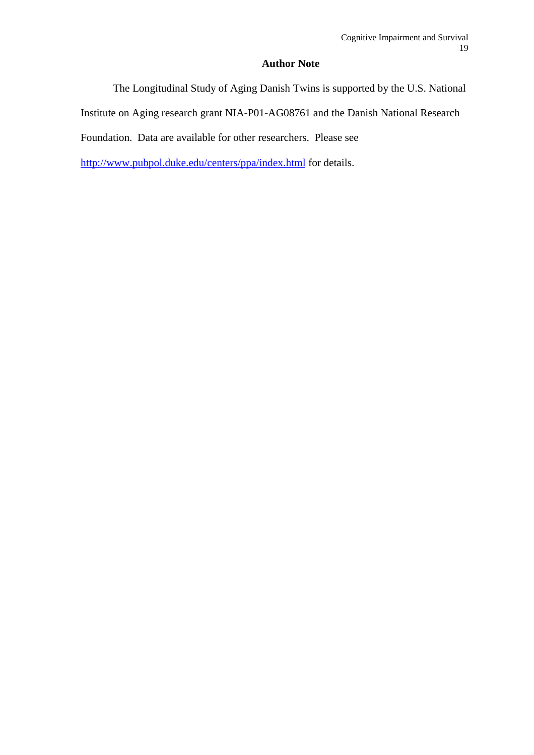## Author Note

The Longitudinal Study of Aging Danish Twins is supported by the U.S. National Institute on Aging research grant NIA-P01-AG08761 and the Danish National Research Foundation. Data are available for other researchers. Please see http://www.pubpol.duke.edu/centers/ppa/index.html for details.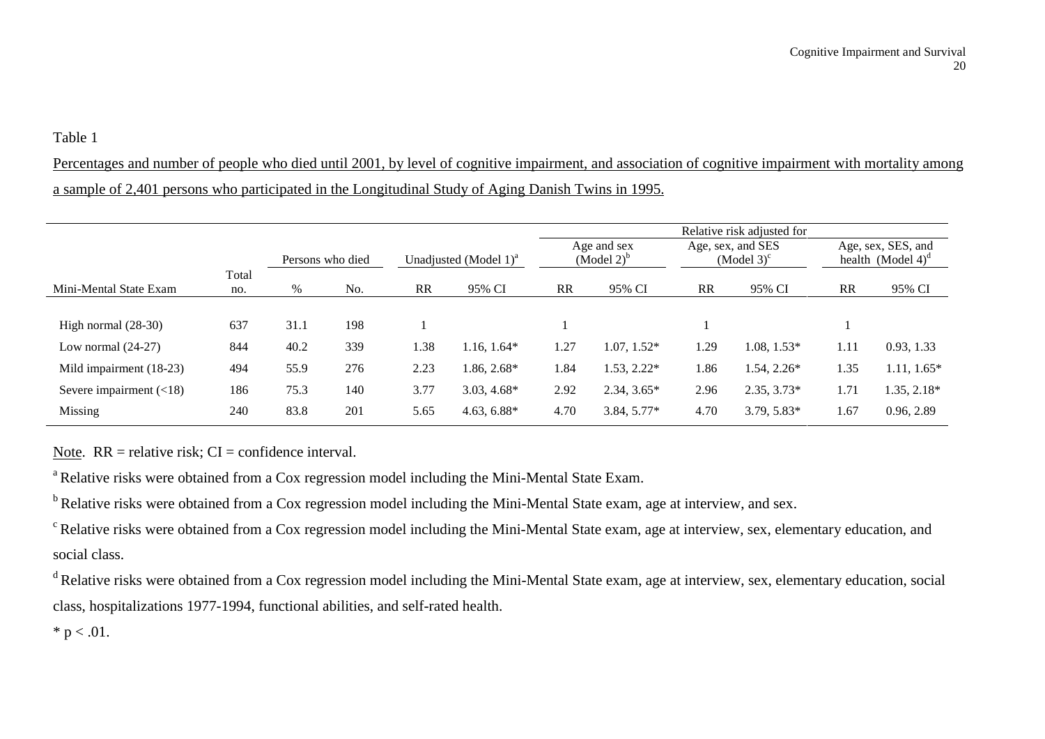Table 1

Percentages and number of people who died until 2001, by level of cognitive impairment, and association of cognitive impairment with mortality among a sample of 2,401 persons who participated in the Longitudinal Study of Aging Danish Twins in 1995.

| | | | | | | Relative risk adjusted for | | | | | |
|---|---|---|---|---|---|---|---|---|---|---|---|
| | | Persons who died | | Unadjusted (Model 1)[a] | | Age and sex (Model 2)[b] | | Age, sex, and SES (Model 3)[c] | | Age, sex, SES, and health (Model 4)[d] | |
| Mini-Mental State Exam | Total no. | % | No. | RR | 95% CI | RR | 95% CI | RR | 95% CI | RR | 95% CI |
| High normal (28-30) | 637 | 31.1 | 198 | 1 | | 1 | | 1 | | 1 | |
| Low normal (24-27) | 844 | 40.2 | 339 | 1.38 | 1.16, 1.64* | 1.27 | 1.07, 1.52* | 1.29 | 1.08, 1.53* | 1.11 | 0.93, 1.33 |
| Mild impairment (18-23) | 494 | 55.9 | 276 | 2.23 | 1.86, 2.68* | 1.84 | 1.53, 2.22* | 1.86 | 1.54, 2.26* | 1.35 | 1.11, 1.65* |
| Severe impairment (<18) | 186 | 75.3 | 140 | 3.77 | 3.03, 4.68* | 2.92 | 2.34, 3.65* | 2.96 | 2.35, 3.73* | 1.71 | 1.35, 2.18* |
| Missing | 240 | 83.8 | 201 | 5.65 | 4.63, 6.88* | 4.70 | 3.84, 5.77* | 4.70 | 3.79, 5.83* | 1.67 | 0.96, 2.89 |

Note. RR = relative risk; CI = confidence interval.

[a] Relative risks were obtained from a Cox regression model including the Mini-Mental State Exam.

[b] Relative risks were obtained from a Cox regression model including the Mini-Mental State exam, age at interview, and sex.

[c] Relative risks were obtained from a Cox regression model including the Mini-Mental State exam, age at interview, sex, elementary education, and social class.

[d] Relative risks were obtained from a Cox regression model including the Mini-Mental State exam, age at interview, sex, elementary education, social class, hospitalizations 1977-1994, functional abilities, and self-rated health.

* $p < .01$.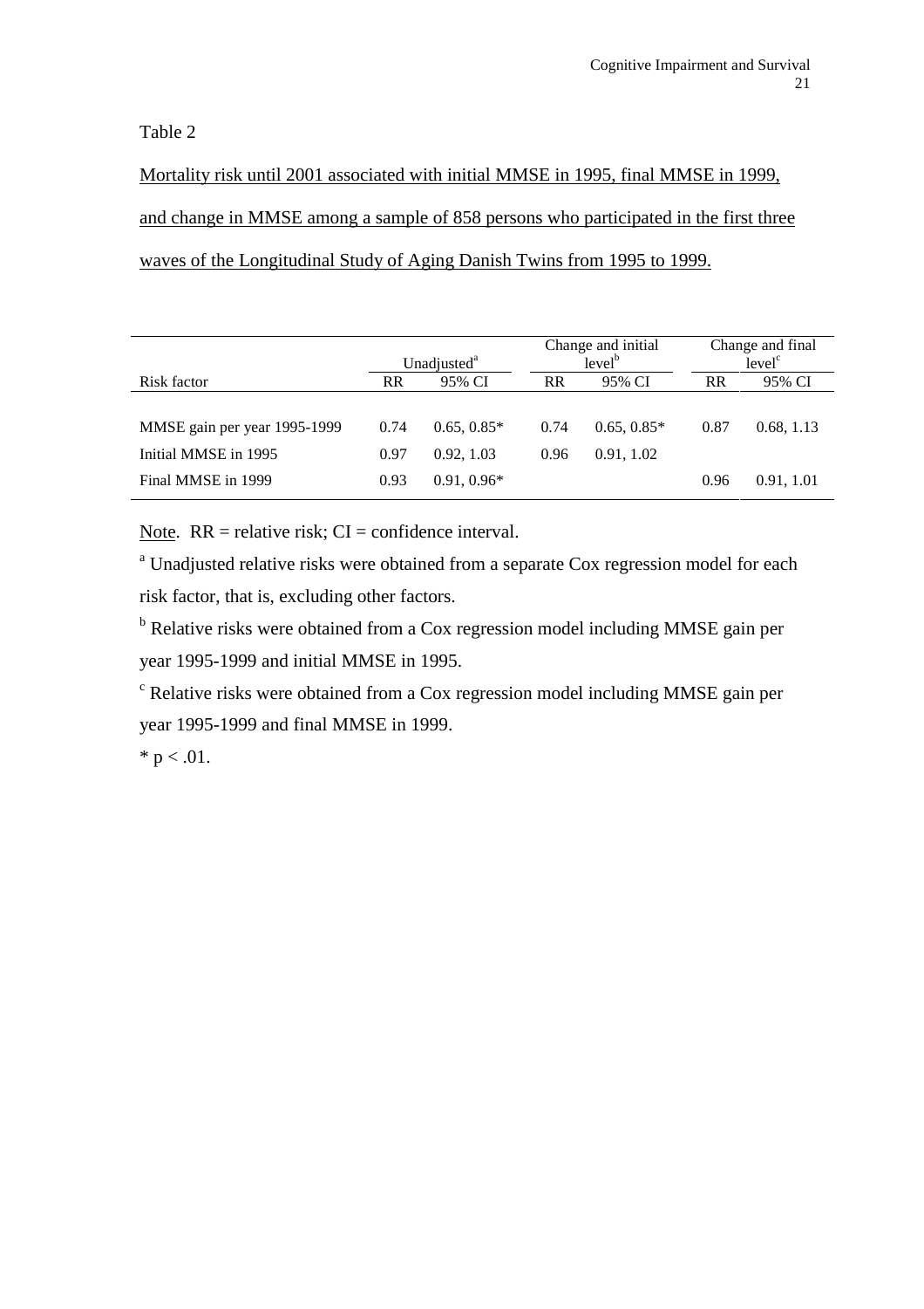Table 2

Mortality risk until 2001 associated with initial MMSE in 1995, final MMSE in 1999, and change in MMSE among a sample of 858 persons who participated in the first three waves of the Longitudinal Study of Aging Danish Twins from 1995 to 1999.

| | Unadjusted[a] | | Change and initial level[b] | | Change and final level[c] | |
|---|---|---|---|---|---|---|
| Risk factor | RR | 95% CI | RR | 95% CI | RR | 95% CI |
| MMSE gain per year 1995-1999 | 0.74 | 0.65, 0.85* | 0.74 | 0.65, 0.85* | 0.87 | 0.68, 1.13 |
| Initial MMSE in 1995 | 0.97 | 0.92, 1.03 | 0.96 | 0.91, 1.02 | | |
| Final MMSE in 1999 | 0.93 | 0.91, 0.96* | | | 0.96 | 0.91, 1.01 |

Note. RR = relative risk; CI = confidence interval.

[a] Unadjusted relative risks were obtained from a separate Cox regression model for each risk factor, that is, excluding other factors.

[b] Relative risks were obtained from a Cox regression model including MMSE gain per year 1995-1999 and initial MMSE in 1995.

[c] Relative risks were obtained from a Cox regression model including MMSE gain per year 1995-1999 and final MMSE in 1999.

* $p < .01$.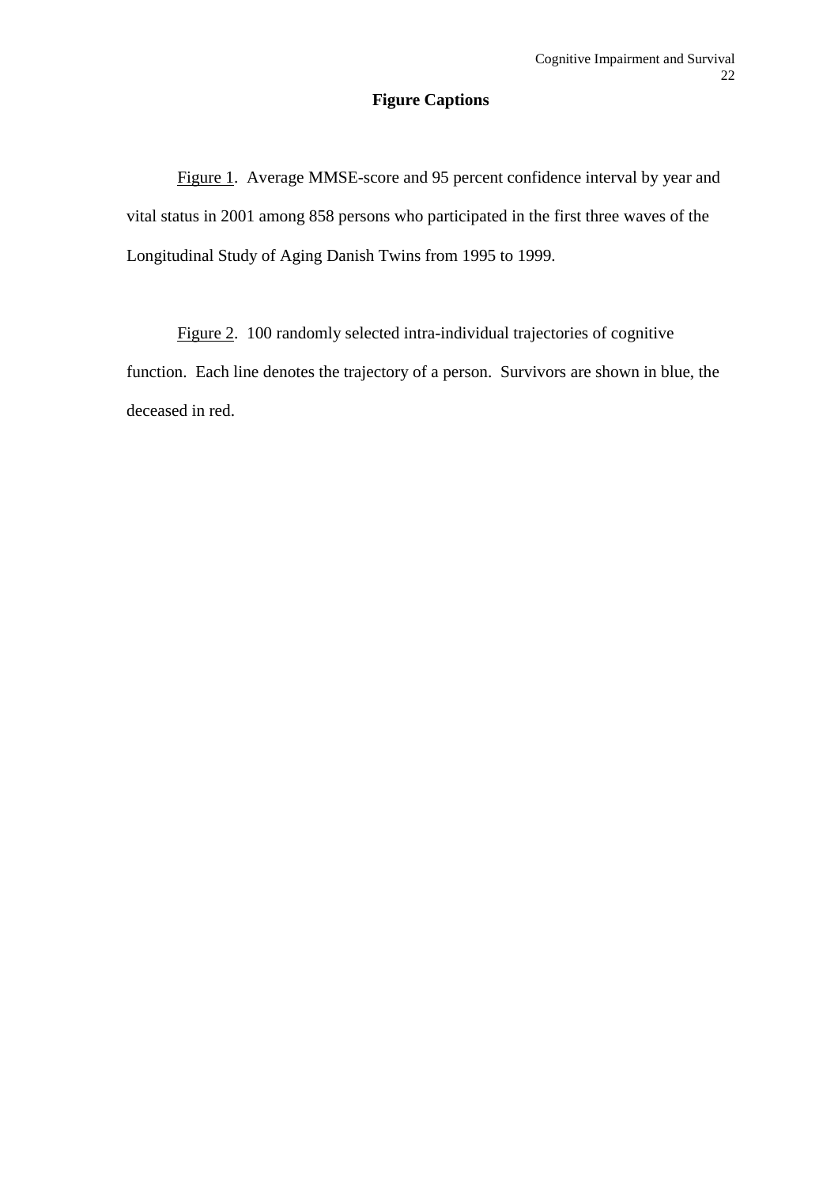## Figure Captions

Figure 1. Average MMSE-score and 95 percent confidence interval by year and vital status in 2001 among 858 persons who participated in the first three waves of the Longitudinal Study of Aging Danish Twins from 1995 to 1999.

Figure 2. 100 randomly selected intra-individual trajectories of cognitive function. Each line denotes the trajectory of a person. Survivors are shown in blue, the deceased in red.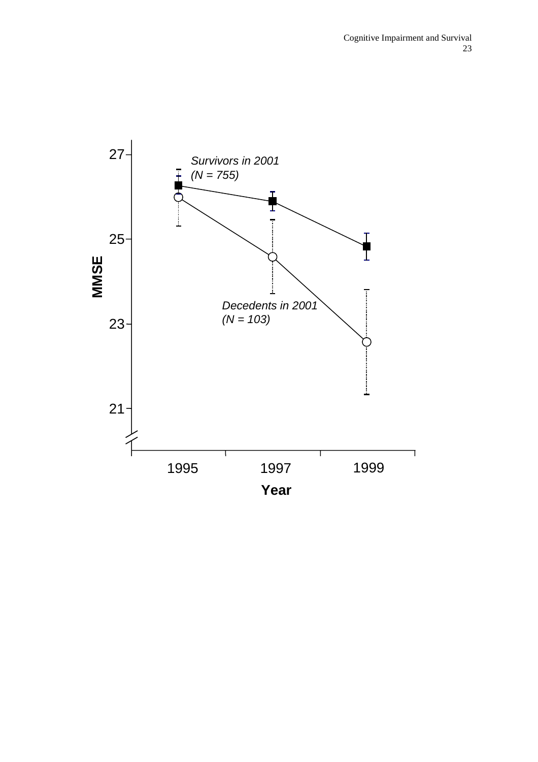Survivors in 2001
(N = 755)

Decedents in 2001
(N = 103)

MMSE

27
25
23
21

1995 1997 1999

Year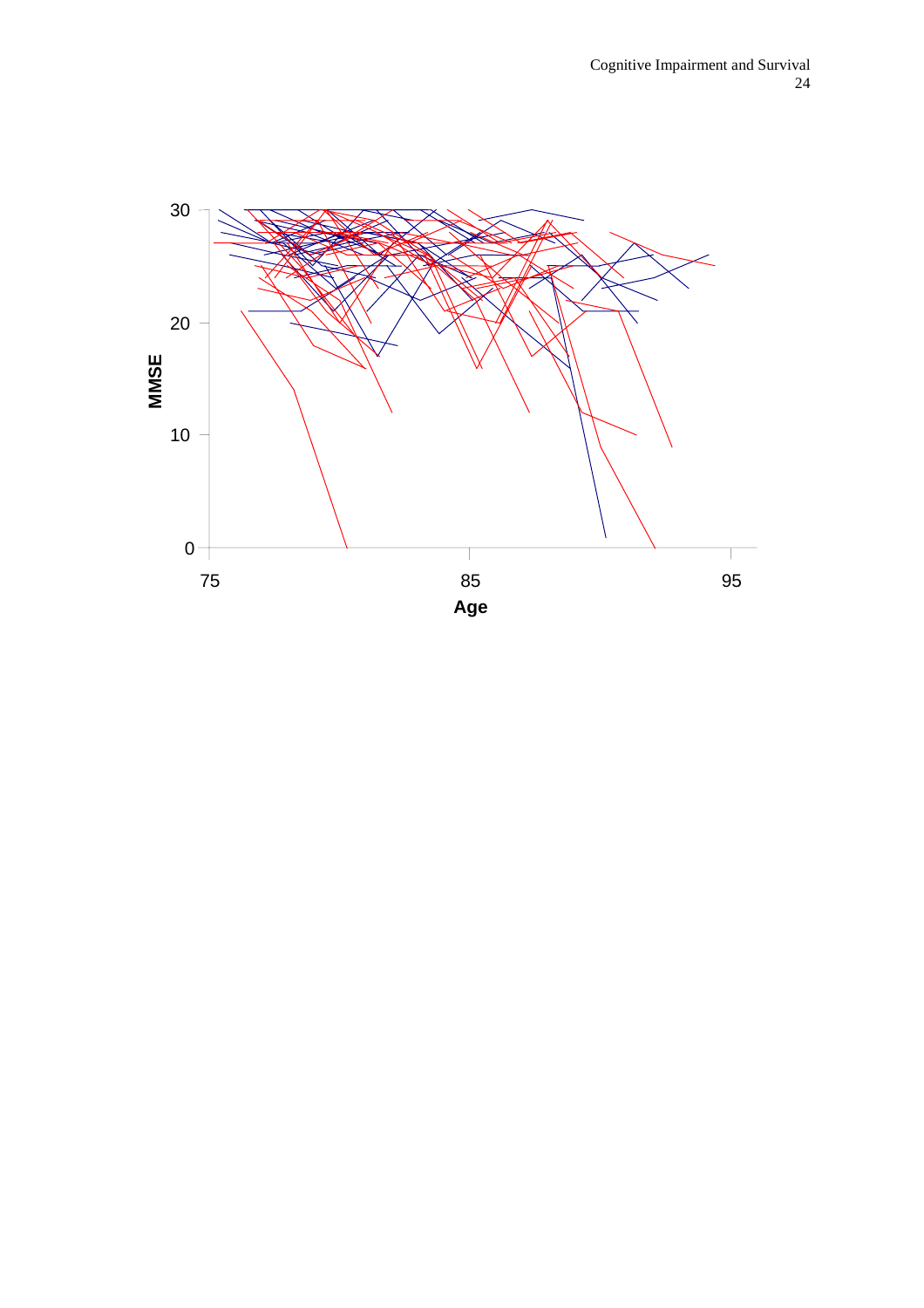30

20

10

0

MMSE

75

85

95

Age